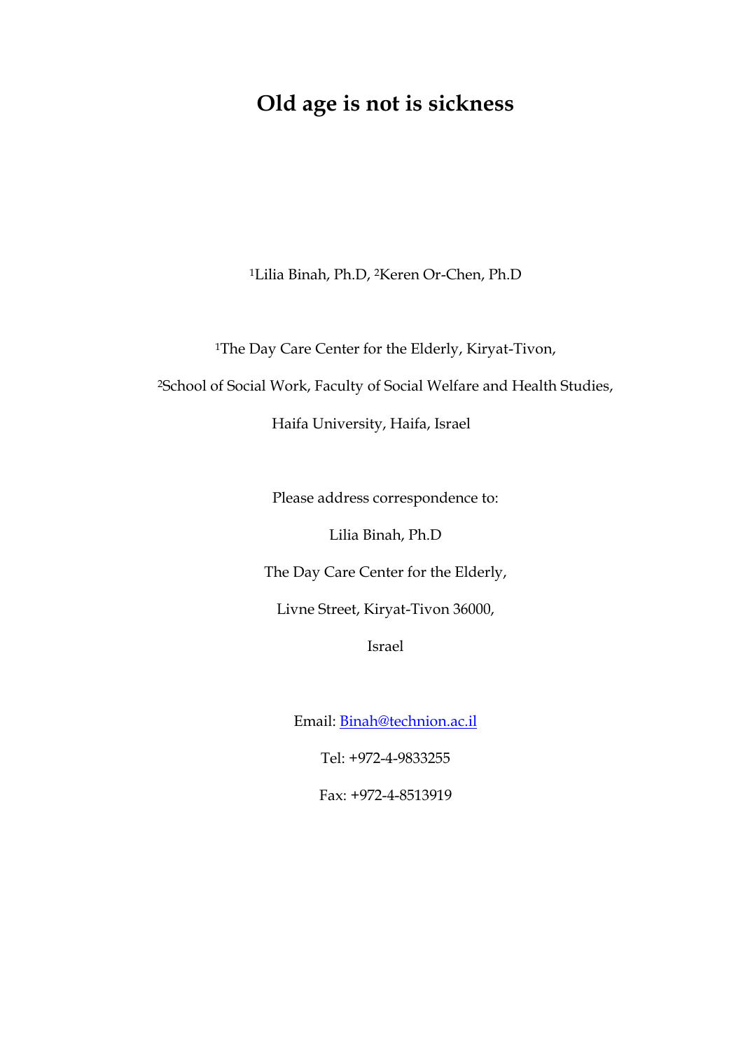# Old age is not is sickness

[1]Lilia Binah, Ph.D, [2]Keren Or-Chen, Ph.D

[1]The Day Care Center for the Elderly, Kiryat-Tivon,

[2]School of Social Work, Faculty of Social Welfare and Health Studies,

Haifa University, Haifa, Israel

Please address correspondence to:

Lilia Binah, Ph.D

The Day Care Center for the Elderly,

Livne Street, Kiryat-Tivon 36000,

Israel

Email: Binah@technion.ac.il

Tel: +972-4-9833255

Fax: +972-4-8513919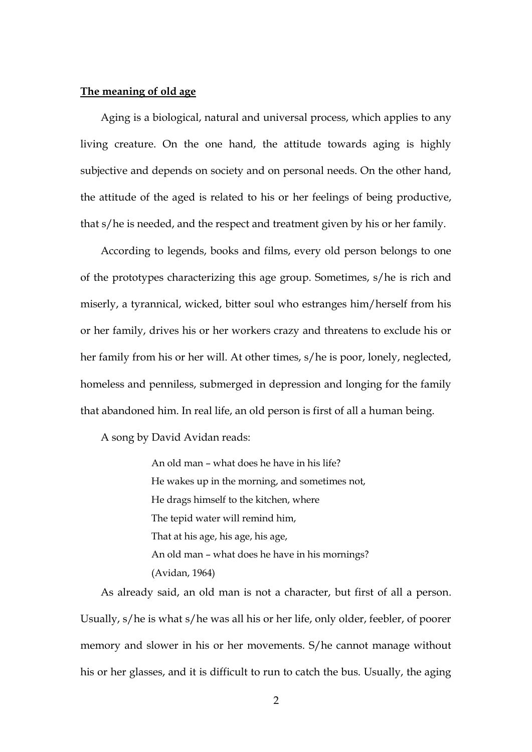**The meaning of old age**

Aging is a biological, natural and universal process, which applies to any living creature. On the one hand, the attitude towards aging is highly subjective and depends on society and on personal needs. On the other hand, the attitude of the aged is related to his or her feelings of being productive, that s/he is needed, and the respect and treatment given by his or her family.

According to legends, books and films, every old person belongs to one of the prototypes characterizing this age group. Sometimes, s/he is rich and miserly, a tyrannical, wicked, bitter soul who estranges him/herself from his or her family, drives his or her workers crazy and threatens to exclude his or her family from his or her will. At other times, s/he is poor, lonely, neglected, homeless and penniless, submerged in depression and longing for the family that abandoned him. In real life, an old person is first of all a human being.

A song by David Avidan reads:

> An old man – what does he have in his life?
> He wakes up in the morning, and sometimes not,
> He drags himself to the kitchen, where
> The tepid water will remind him,
> That at his age, his age, his age,
> An old man – what does he have in his mornings?
> (Avidan, 1964)

As already said, an old man is not a character, but first of all a person. Usually, s/he is what s/he was all his or her life, only older, feebler, of poorer memory and slower in his or her movements. S/he cannot manage without his or her glasses, and it is difficult to run to catch the bus. Usually, the aging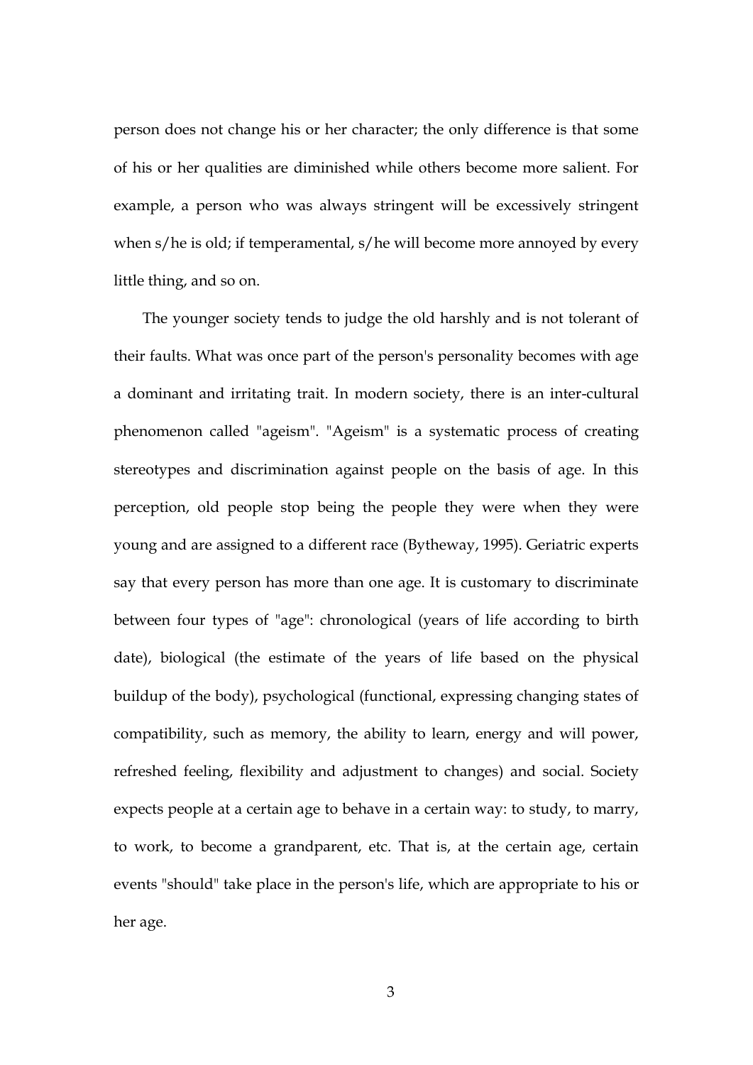person does not change his or her character; the only difference is that some of his or her qualities are diminished while others become more salient. For example, a person who was always stringent will be excessively stringent when s/he is old; if temperamental, s/he will become more annoyed by every little thing, and so on.

The younger society tends to judge the old harshly and is not tolerant of their faults. What was once part of the person's personality becomes with age a dominant and irritating trait. In modern society, there is an inter-cultural phenomenon called "ageism". "Ageism" is a systematic process of creating stereotypes and discrimination against people on the basis of age. In this perception, old people stop being the people they were when they were young and are assigned to a different race (Bytheway, 1995). Geriatric experts say that every person has more than one age. It is customary to discriminate between four types of "age": chronological (years of life according to birth date), biological (the estimate of the years of life based on the physical buildup of the body), psychological (functional, expressing changing states of compatibility, such as memory, the ability to learn, energy and will power, refreshed feeling, flexibility and adjustment to changes) and social. Society expects people at a certain age to behave in a certain way: to study, to marry, to work, to become a grandparent, etc. That is, at the certain age, certain events "should" take place in the person's life, which are appropriate to his or her age.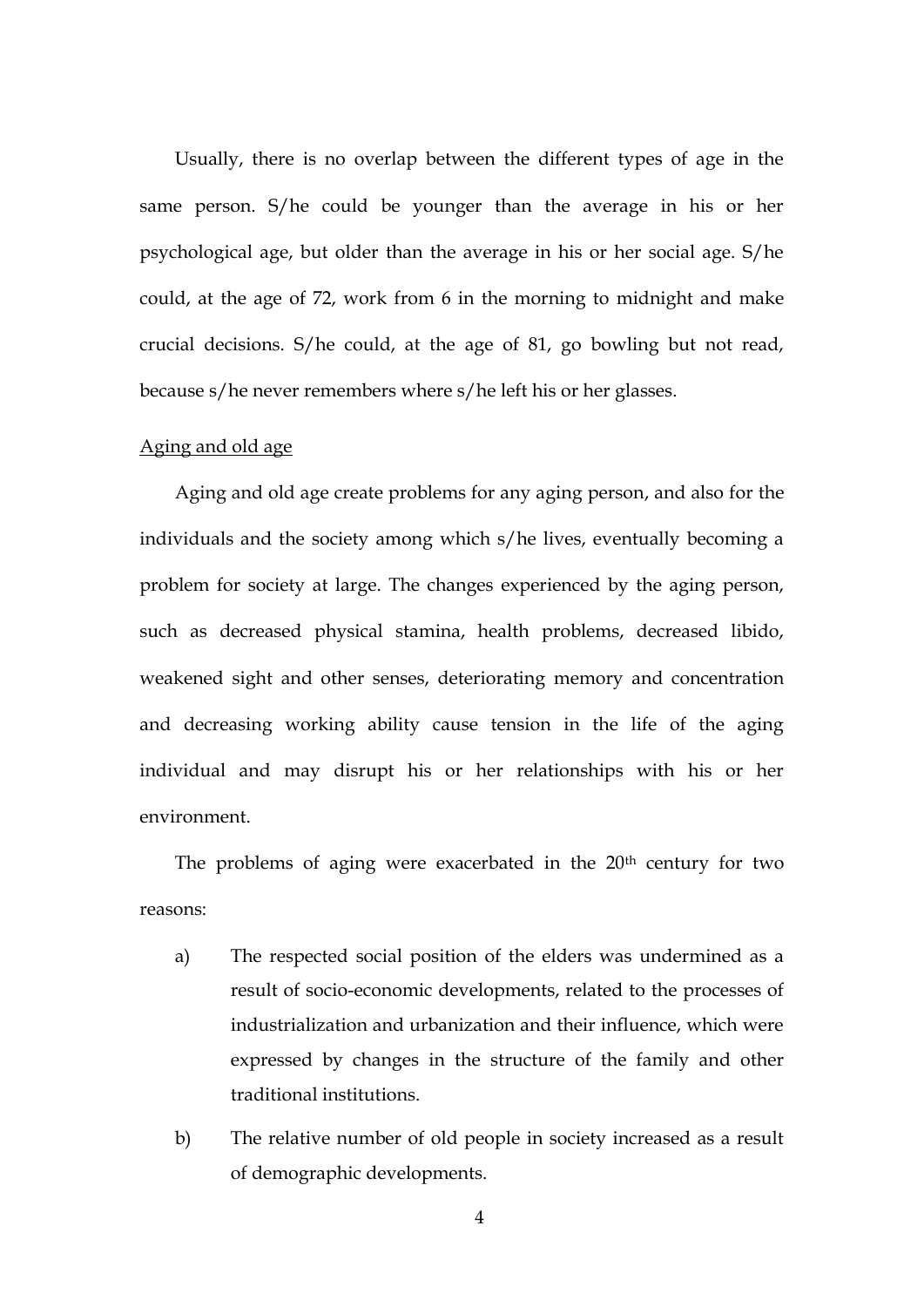Usually, there is no overlap between the different types of age in the same person. S/he could be younger than the average in his or her psychological age, but older than the average in his or her social age. S/he could, at the age of 72, work from 6 in the morning to midnight and make crucial decisions. S/he could, at the age of 81, go bowling but not read, because s/he never remembers where s/he left his or her glasses.

<u>Aging and old age</u>

Aging and old age create problems for any aging person, and also for the individuals and the society among which s/he lives, eventually becoming a problem for society at large. The changes experienced by the aging person, such as decreased physical stamina, health problems, decreased libido, weakened sight and other senses, deteriorating memory and concentration and decreasing working ability cause tension in the life of the aging individual and may disrupt his or her relationships with his or her environment.

The problems of aging were exacerbated in the 20th century for two reasons:

a) The respected social position of the elders was undermined as a result of socio-economic developments, related to the processes of industrialization and urbanization and their influence, which were expressed by changes in the structure of the family and other traditional institutions.

b) The relative number of old people in society increased as a result of demographic developments.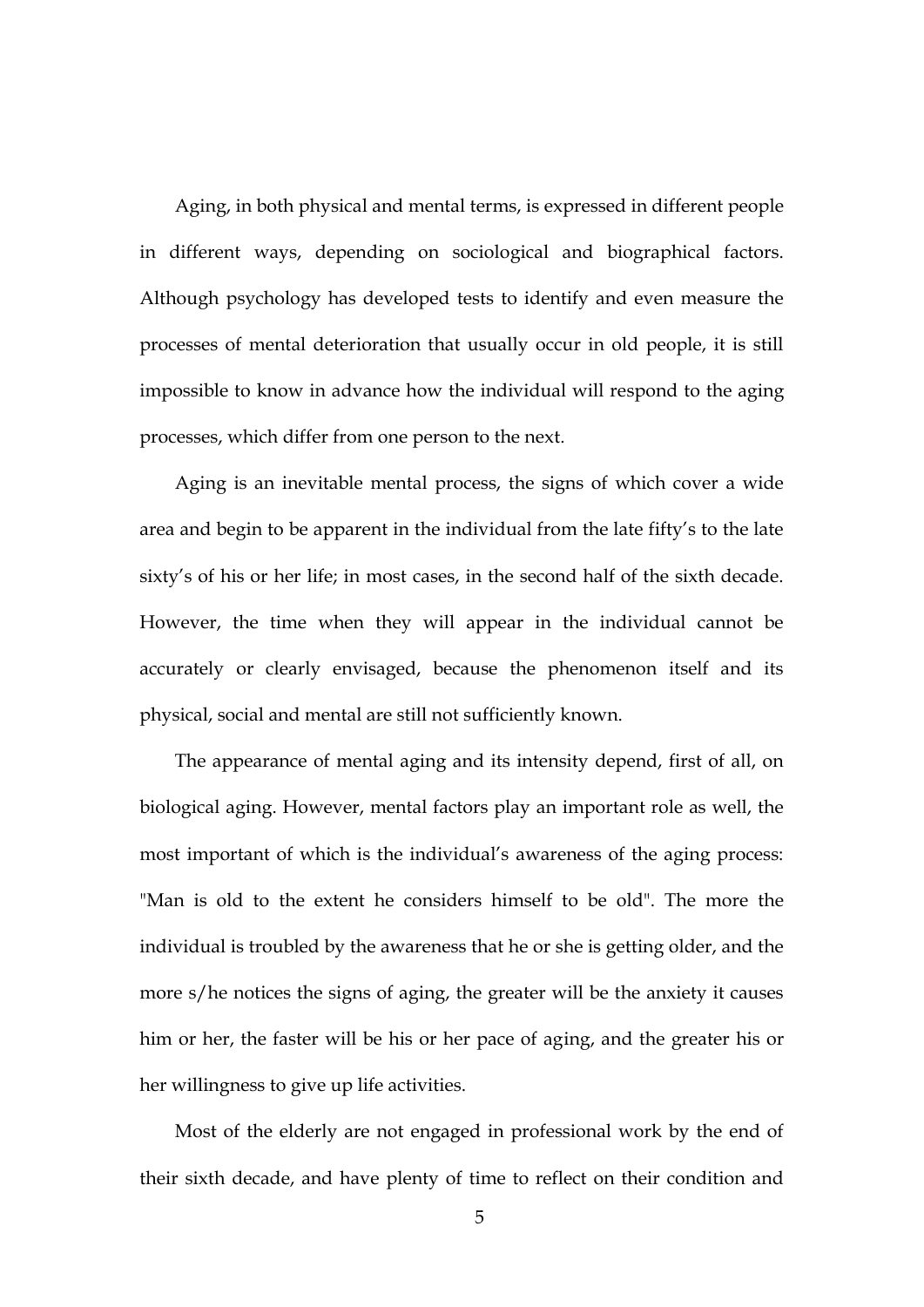Aging, in both physical and mental terms, is expressed in different people in different ways, depending on sociological and biographical factors. Although psychology has developed tests to identify and even measure the processes of mental deterioration that usually occur in old people, it is still impossible to know in advance how the individual will respond to the aging processes, which differ from one person to the next.

Aging is an inevitable mental process, the signs of which cover a wide area and begin to be apparent in the individual from the late fifty's to the late sixty's of his or her life; in most cases, in the second half of the sixth decade. However, the time when they will appear in the individual cannot be accurately or clearly envisaged, because the phenomenon itself and its physical, social and mental are still not sufficiently known.

The appearance of mental aging and its intensity depend, first of all, on biological aging. However, mental factors play an important role as well, the most important of which is the individual's awareness of the aging process: "Man is old to the extent he considers himself to be old". The more the individual is troubled by the awareness that he or she is getting older, and the more s/he notices the signs of aging, the greater will be the anxiety it causes him or her, the faster will be his or her pace of aging, and the greater his or her willingness to give up life activities.

Most of the elderly are not engaged in professional work by the end of their sixth decade, and have plenty of time to reflect on their condition and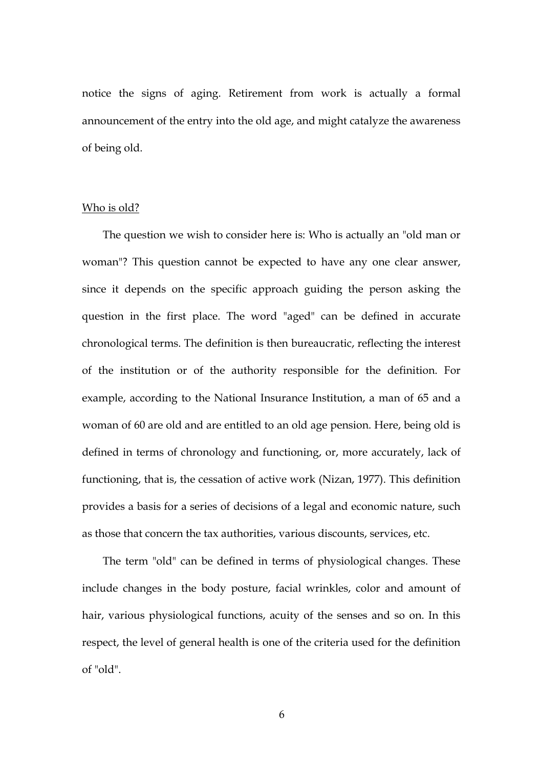notice the signs of aging. Retirement from work is actually a formal announcement of the entry into the old age, and might catalyze the awareness of being old.

## Who is old?

The question we wish to consider here is: Who is actually an "old man or woman"? This question cannot be expected to have any one clear answer, since it depends on the specific approach guiding the person asking the question in the first place. The word "aged" can be defined in accurate chronological terms. The definition is then bureaucratic, reflecting the interest of the institution or of the authority responsible for the definition. For example, according to the National Insurance Institution, a man of 65 and a woman of 60 are old and are entitled to an old age pension. Here, being old is defined in terms of chronology and functioning, or, more accurately, lack of functioning, that is, the cessation of active work (Nizan, 1977). This definition provides a basis for a series of decisions of a legal and economic nature, such as those that concern the tax authorities, various discounts, services, etc.

The term "old" can be defined in terms of physiological changes. These include changes in the body posture, facial wrinkles, color and amount of hair, various physiological functions, acuity of the senses and so on. In this respect, the level of general health is one of the criteria used for the definition of "old".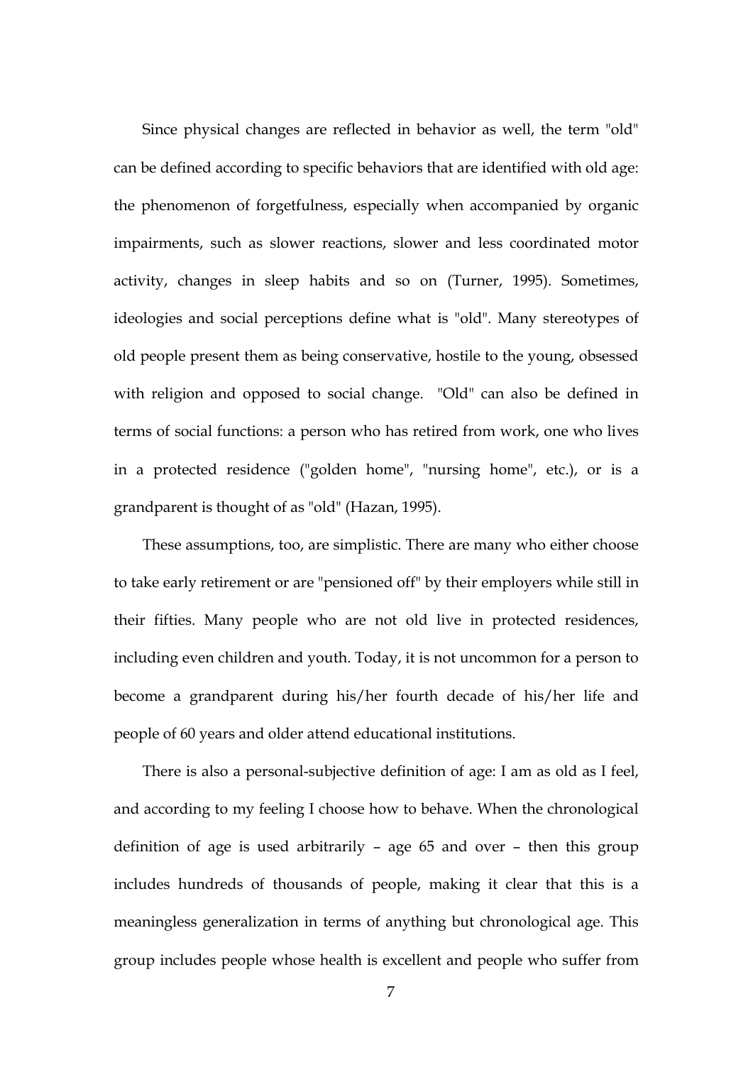Since physical changes are reflected in behavior as well, the term "old" can be defined according to specific behaviors that are identified with old age: the phenomenon of forgetfulness, especially when accompanied by organic impairments, such as slower reactions, slower and less coordinated motor activity, changes in sleep habits and so on (Turner, 1995). Sometimes, ideologies and social perceptions define what is "old". Many stereotypes of old people present them as being conservative, hostile to the young, obsessed with religion and opposed to social change. "Old" can also be defined in terms of social functions: a person who has retired from work, one who lives in a protected residence ("golden home", "nursing home", etc.), or is a grandparent is thought of as "old" (Hazan, 1995).

These assumptions, too, are simplistic. There are many who either choose to take early retirement or are "pensioned off" by their employers while still in their fifties. Many people who are not old live in protected residences, including even children and youth. Today, it is not uncommon for a person to become a grandparent during his/her fourth decade of his/her life and people of 60 years and older attend educational institutions.

There is also a personal-subjective definition of age: I am as old as I feel, and according to my feeling I choose how to behave. When the chronological definition of age is used arbitrarily – age 65 and over – then this group includes hundreds of thousands of people, making it clear that this is a meaningless generalization in terms of anything but chronological age. This group includes people whose health is excellent and people who suffer from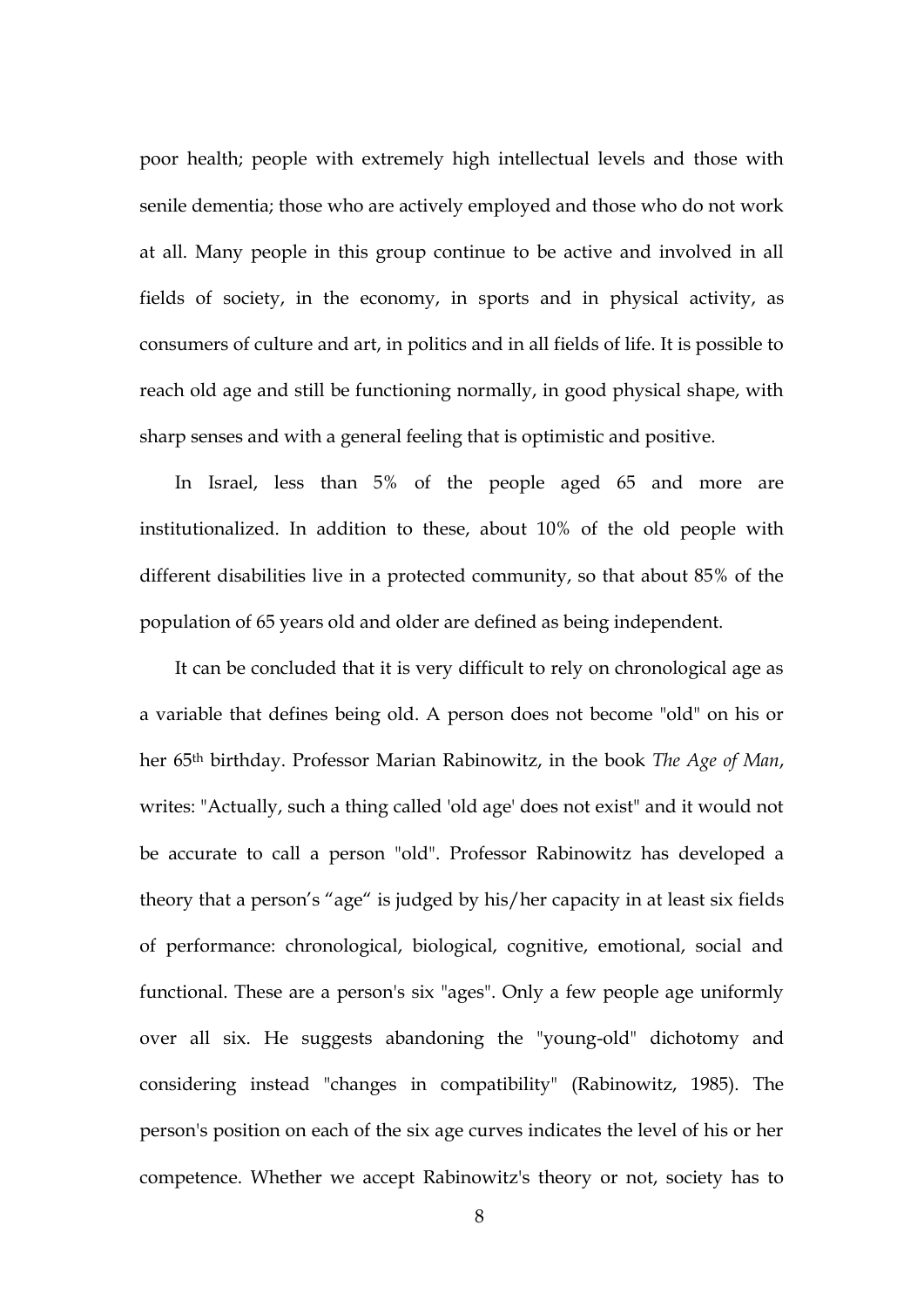poor health; people with extremely high intellectual levels and those with senile dementia; those who are actively employed and those who do not work at all. Many people in this group continue to be active and involved in all fields of society, in the economy, in sports and in physical activity, as consumers of culture and art, in politics and in all fields of life. It is possible to reach old age and still be functioning normally, in good physical shape, with sharp senses and with a general feeling that is optimistic and positive.

In Israel, less than 5% of the people aged 65 and more are institutionalized. In addition to these, about 10% of the old people with different disabilities live in a protected community, so that about 85% of the population of 65 years old and older are defined as being independent.

It can be concluded that it is very difficult to rely on chronological age as a variable that defines being old. A person does not become "old" on his or her 65th birthday. Professor Marian Rabinowitz, in the book *The Age of Man*, writes: "Actually, such a thing called 'old age' does not exist" and it would not be accurate to call a person "old". Professor Rabinowitz has developed a theory that a person's "age" is judged by his/her capacity in at least six fields of performance: chronological, biological, cognitive, emotional, social and functional. These are a person's six "ages". Only a few people age uniformly over all six. He suggests abandoning the "young-old" dichotomy and considering instead "changes in compatibility" (Rabinowitz, 1985). The person's position on each of the six age curves indicates the level of his or her competence. Whether we accept Rabinowitz's theory or not, society has to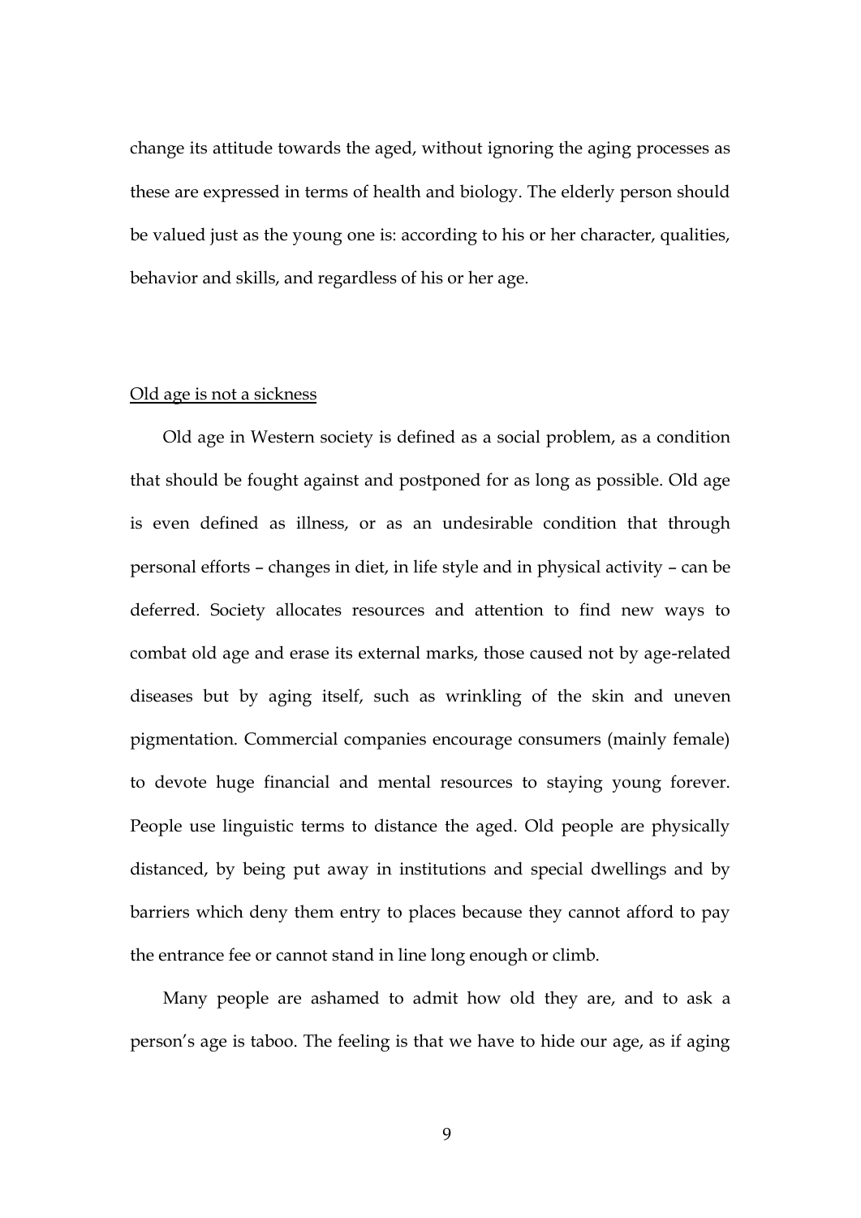change its attitude towards the aged, without ignoring the aging processes as these are expressed in terms of health and biology. The elderly person should be valued just as the young one is: according to his or her character, qualities, behavior and skills, and regardless of his or her age.

## <u>Old age is not a sickness</u>

Old age in Western society is defined as a social problem, as a condition that should be fought against and postponed for as long as possible. Old age is even defined as illness, or as an undesirable condition that through personal efforts – changes in diet, in life style and in physical activity – can be deferred. Society allocates resources and attention to find new ways to combat old age and erase its external marks, those caused not by age-related diseases but by aging itself, such as wrinkling of the skin and uneven pigmentation. Commercial companies encourage consumers (mainly female) to devote huge financial and mental resources to staying young forever. People use linguistic terms to distance the aged. Old people are physically distanced, by being put away in institutions and special dwellings and by barriers which deny them entry to places because they cannot afford to pay the entrance fee or cannot stand in line long enough or climb.

Many people are ashamed to admit how old they are, and to ask a person's age is taboo. The feeling is that we have to hide our age, as if aging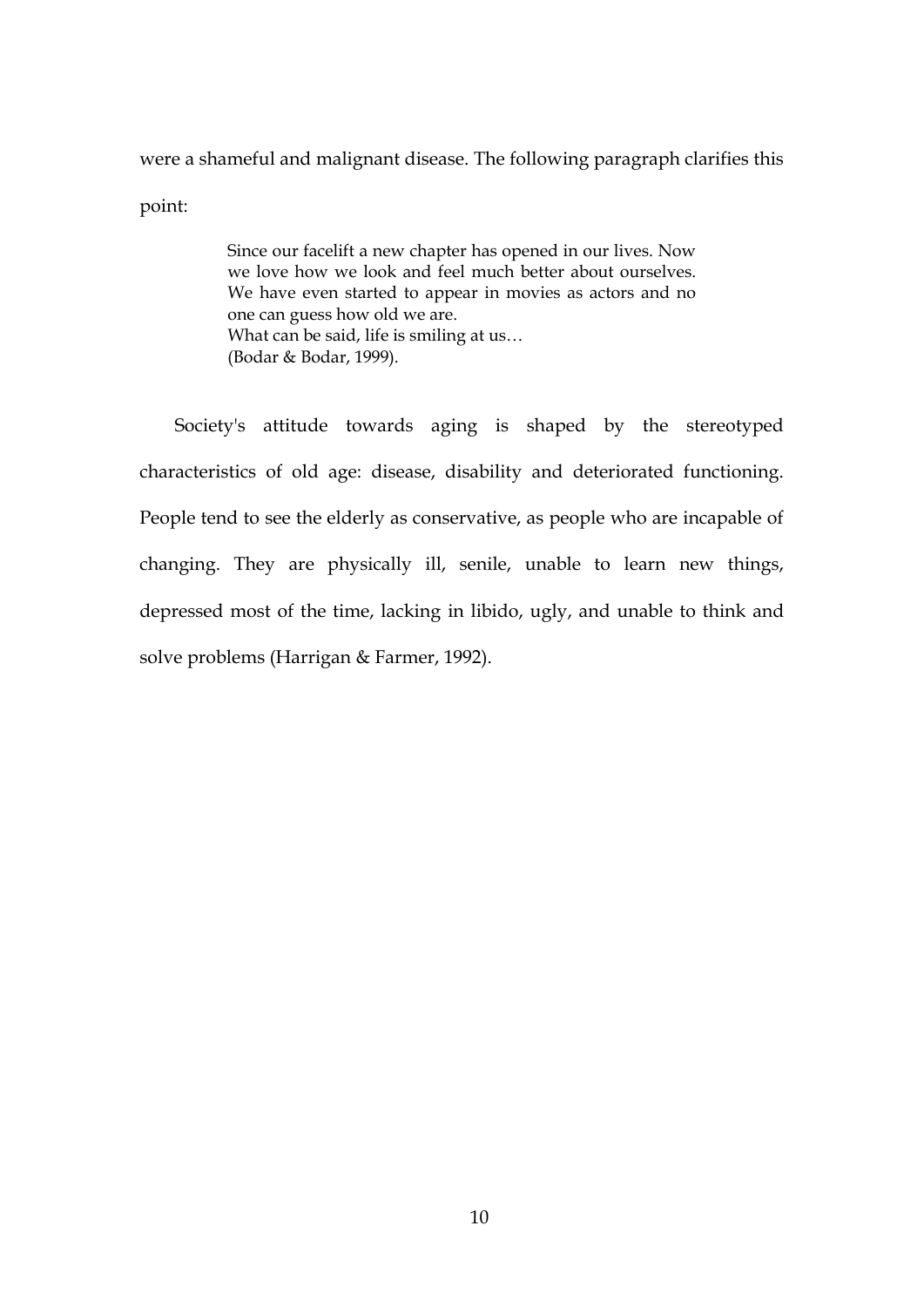were a shameful and malignant disease. The following paragraph clarifies this point:

> Since our facelift a new chapter has opened in our lives. Now we love how we look and feel much better about ourselves. We have even started to appear in movies as actors and no one can guess how old we are.
> What can be said, life is smiling at us…
> (Bodar & Bodar, 1999).

Society's attitude towards aging is shaped by the stereotyped characteristics of old age: disease, disability and deteriorated functioning. People tend to see the elderly as conservative, as people who are incapable of changing. They are physically ill, senile, unable to learn new things, depressed most of the time, lacking in libido, ugly, and unable to think and solve problems (Harrigan & Farmer, 1992).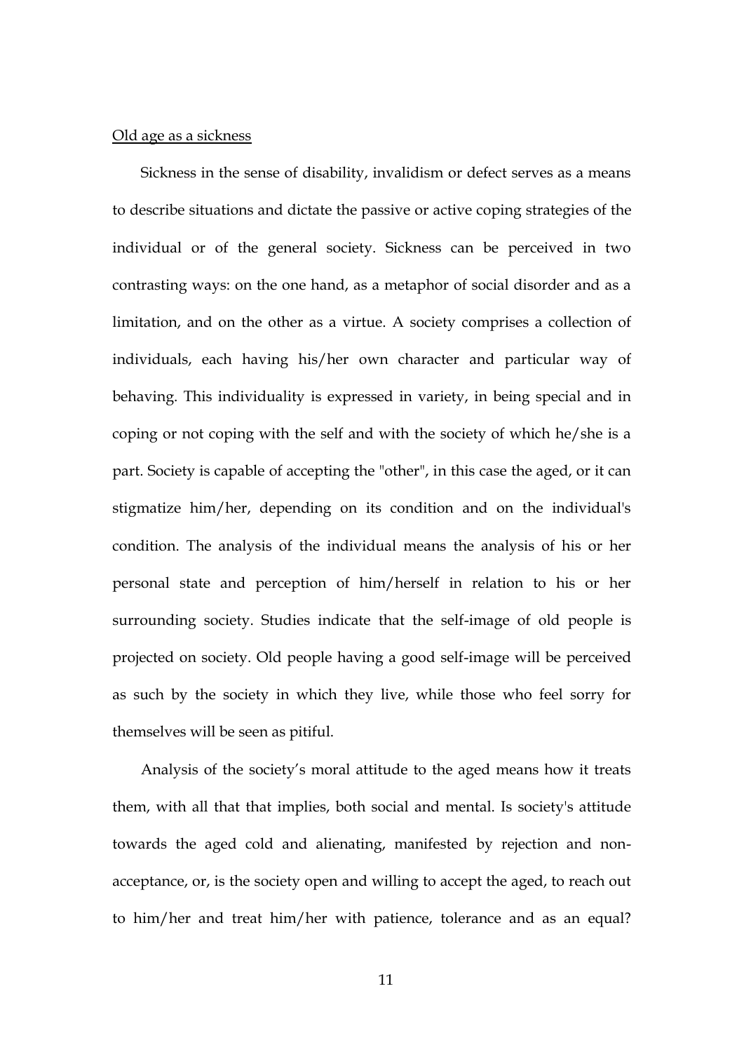Old age as a sickness

Sickness in the sense of disability, invalidism or defect serves as a means to describe situations and dictate the passive or active coping strategies of the individual or of the general society. Sickness can be perceived in two contrasting ways: on the one hand, as a metaphor of social disorder and as a limitation, and on the other as a virtue. A society comprises a collection of individuals, each having his/her own character and particular way of behaving. This individuality is expressed in variety, in being special and in coping or not coping with the self and with the society of which he/she is a part. Society is capable of accepting the "other", in this case the aged, or it can stigmatize him/her, depending on its condition and on the individual's condition. The analysis of the individual means the analysis of his or her personal state and perception of him/herself in relation to his or her surrounding society. Studies indicate that the self-image of old people is projected on society. Old people having a good self-image will be perceived as such by the society in which they live, while those who feel sorry for themselves will be seen as pitiful.

Analysis of the society's moral attitude to the aged means how it treats them, with all that that implies, both social and mental. Is society's attitude towards the aged cold and alienating, manifested by rejection and non-acceptance, or, is the society open and willing to accept the aged, to reach out to him/her and treat him/her with patience, tolerance and as an equal?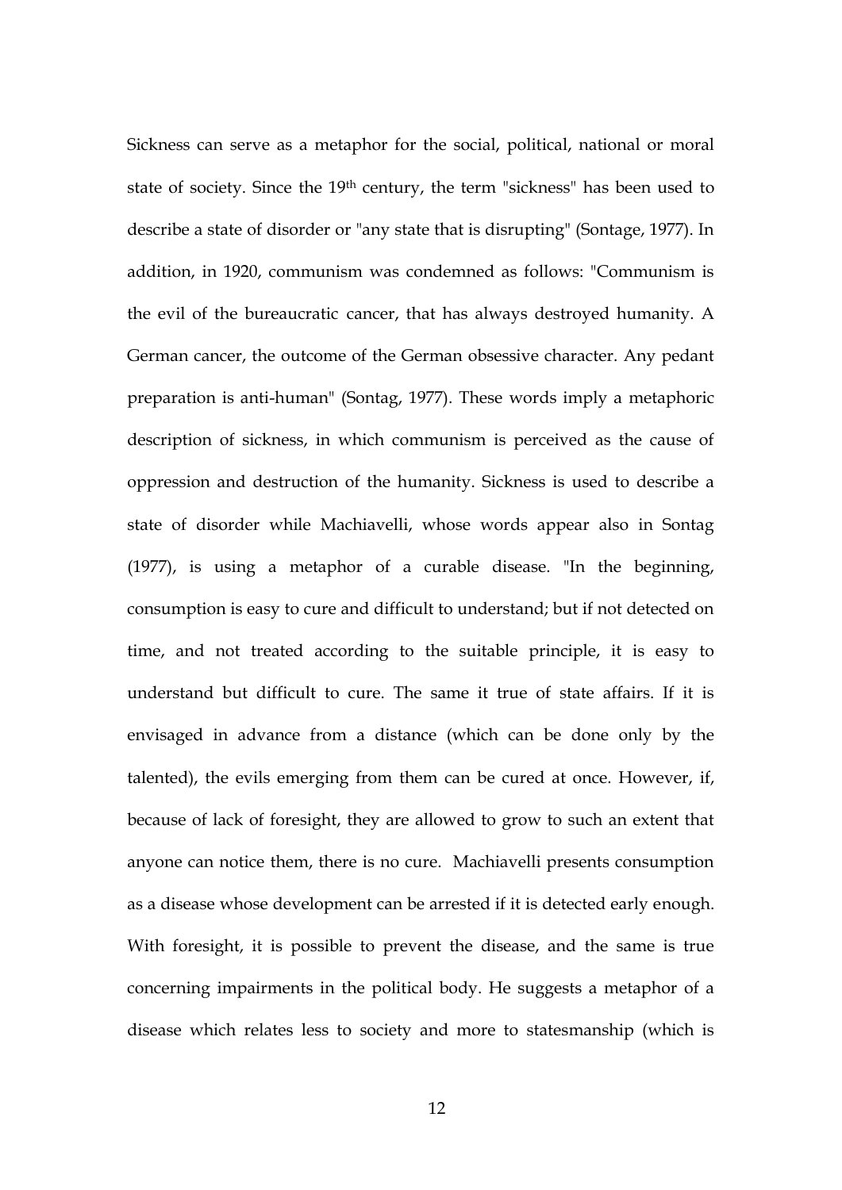Sickness can serve as a metaphor for the social, political, national or moral state of society. Since the 19th century, the term "sickness" has been used to describe a state of disorder or "any state that is disrupting" (Sontage, 1977). In addition, in 1920, communism was condemned as follows: "Communism is the evil of the bureaucratic cancer, that has always destroyed humanity. A German cancer, the outcome of the German obsessive character. Any pedant preparation is anti-human" (Sontag, 1977). These words imply a metaphoric description of sickness, in which communism is perceived as the cause of oppression and destruction of the humanity. Sickness is used to describe a state of disorder while Machiavelli, whose words appear also in Sontag (1977), is using a metaphor of a curable disease. "In the beginning, consumption is easy to cure and difficult to understand; but if not detected on time, and not treated according to the suitable principle, it is easy to understand but difficult to cure. The same it true of state affairs. If it is envisaged in advance from a distance (which can be done only by the talented), the evils emerging from them can be cured at once. However, if, because of lack of foresight, they are allowed to grow to such an extent that anyone can notice them, there is no cure. Machiavelli presents consumption as a disease whose development can be arrested if it is detected early enough. With foresight, it is possible to prevent the disease, and the same is true concerning impairments in the political body. He suggests a metaphor of a disease which relates less to society and more to statesmanship (which is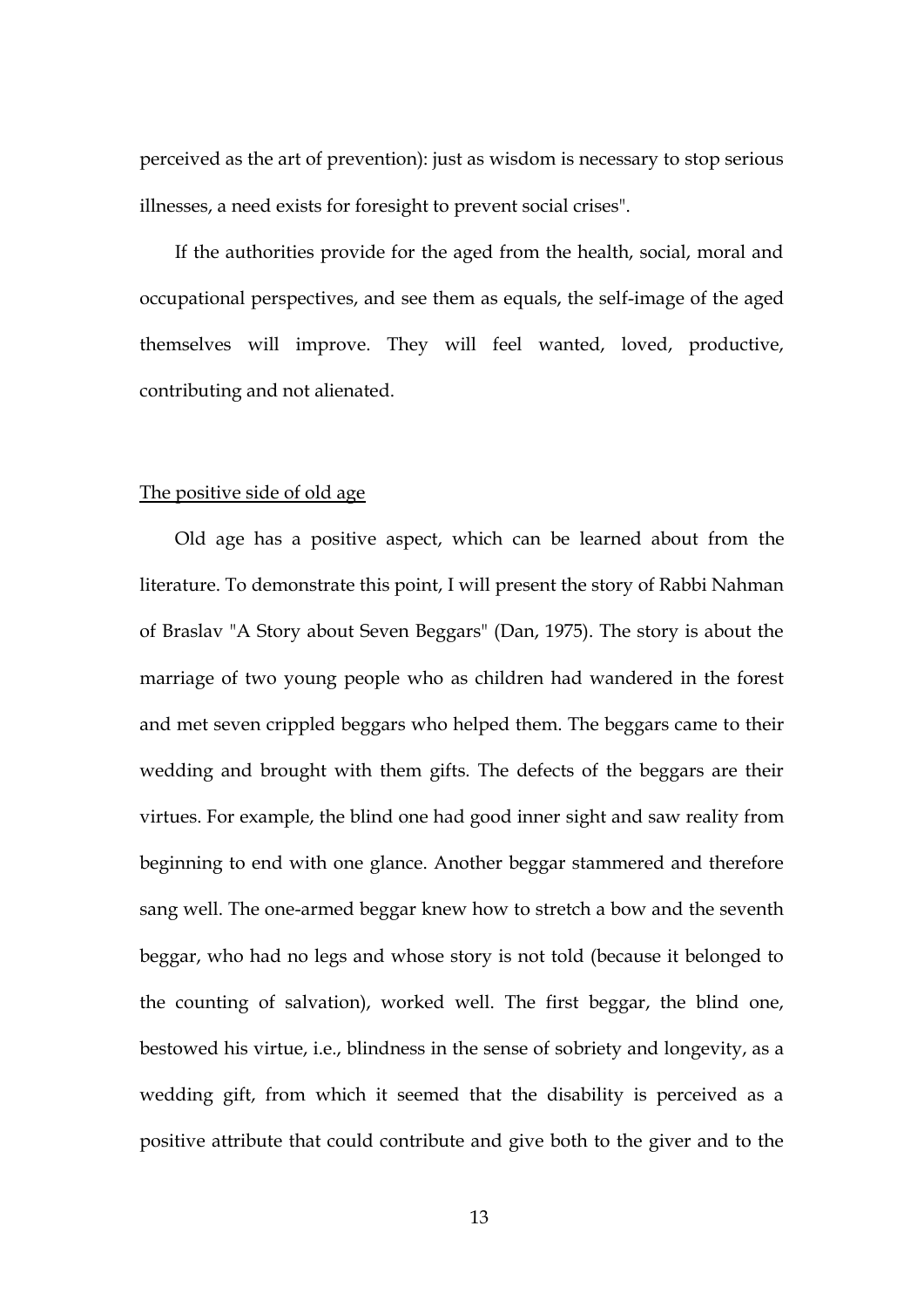perceived as the art of prevention): just as wisdom is necessary to stop serious illnesses, a need exists for foresight to prevent social crises".

If the authorities provide for the aged from the health, social, moral and occupational perspectives, and see them as equals, the self-image of the aged themselves will improve. They will feel wanted, loved, productive, contributing and not alienated.

## The positive side of old age

Old age has a positive aspect, which can be learned about from the literature. To demonstrate this point, I will present the story of Rabbi Nahman of Braslav "A Story about Seven Beggars" (Dan, 1975). The story is about the marriage of two young people who as children had wandered in the forest and met seven crippled beggars who helped them. The beggars came to their wedding and brought with them gifts. The defects of the beggars are their virtues. For example, the blind one had good inner sight and saw reality from beginning to end with one glance. Another beggar stammered and therefore sang well. The one-armed beggar knew how to stretch a bow and the seventh beggar, who had no legs and whose story is not told (because it belonged to the counting of salvation), worked well. The first beggar, the blind one, bestowed his virtue, i.e., blindness in the sense of sobriety and longevity, as a wedding gift, from which it seemed that the disability is perceived as a positive attribute that could contribute and give both to the giver and to the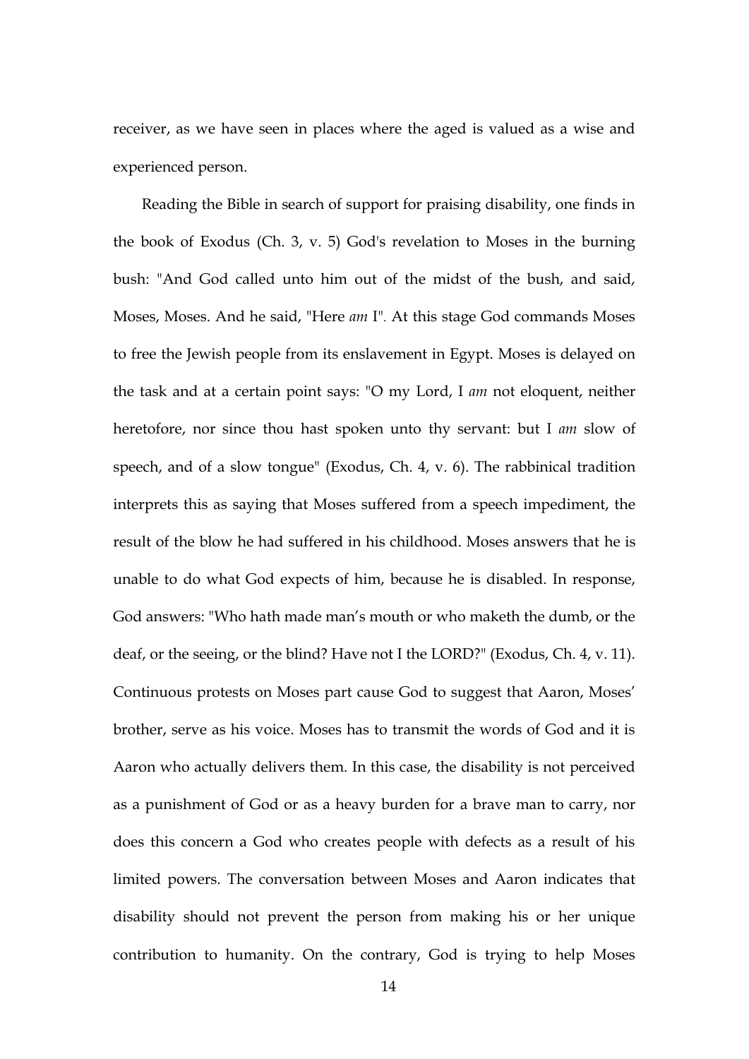receiver, as we have seen in places where the aged is valued as a wise and experienced person.

Reading the Bible in search of support for praising disability, one finds in the book of Exodus (Ch. 3, v. 5) God's revelation to Moses in the burning bush: "And God called unto him out of the midst of the bush, and said, Moses, Moses. And he said, "Here *am* I". At this stage God commands Moses to free the Jewish people from its enslavement in Egypt. Moses is delayed on the task and at a certain point says: "O my Lord, I *am* not eloquent, neither heretofore, nor since thou hast spoken unto thy servant: but I *am* slow of speech, and of a slow tongue" (Exodus, Ch. 4, v. 6). The rabbinical tradition interprets this as saying that Moses suffered from a speech impediment, the result of the blow he had suffered in his childhood. Moses answers that he is unable to do what God expects of him, because he is disabled. In response, God answers: "Who hath made man's mouth or who maketh the dumb, or the deaf, or the seeing, or the blind? Have not I the LORD?" (Exodus, Ch. 4, v. 11). Continuous protests on Moses part cause God to suggest that Aaron, Moses' brother, serve as his voice. Moses has to transmit the words of God and it is Aaron who actually delivers them. In this case, the disability is not perceived as a punishment of God or as a heavy burden for a brave man to carry, nor does this concern a God who creates people with defects as a result of his limited powers. The conversation between Moses and Aaron indicates that disability should not prevent the person from making his or her unique contribution to humanity. On the contrary, God is trying to help Moses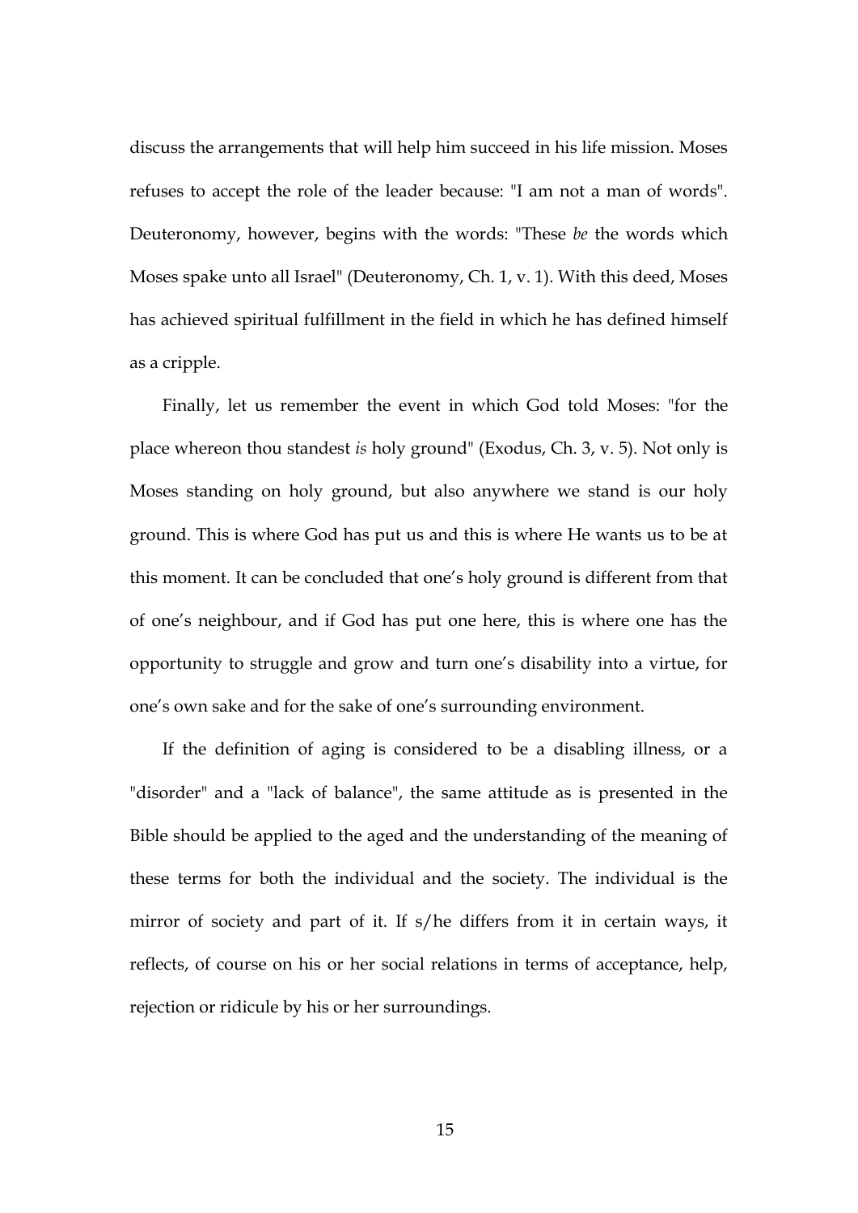discuss the arrangements that will help him succeed in his life mission. Moses refuses to accept the role of the leader because: "I am not a man of words". Deuteronomy, however, begins with the words: "These *be* the words which Moses spake unto all Israel" (Deuteronomy, Ch. 1, v. 1). With this deed, Moses has achieved spiritual fulfillment in the field in which he has defined himself as a cripple.

Finally, let us remember the event in which God told Moses: "for the place whereon thou standest *is* holy ground" (Exodus, Ch. 3, v. 5). Not only is Moses standing on holy ground, but also anywhere we stand is our holy ground. This is where God has put us and this is where He wants us to be at this moment. It can be concluded that one's holy ground is different from that of one's neighbour, and if God has put one here, this is where one has the opportunity to struggle and grow and turn one's disability into a virtue, for one's own sake and for the sake of one's surrounding environment.

If the definition of aging is considered to be a disabling illness, or a "disorder" and a "lack of balance", the same attitude as is presented in the Bible should be applied to the aged and the understanding of the meaning of these terms for both the individual and the society. The individual is the mirror of society and part of it. If s/he differs from it in certain ways, it reflects, of course on his or her social relations in terms of acceptance, help, rejection or ridicule by his or her surroundings.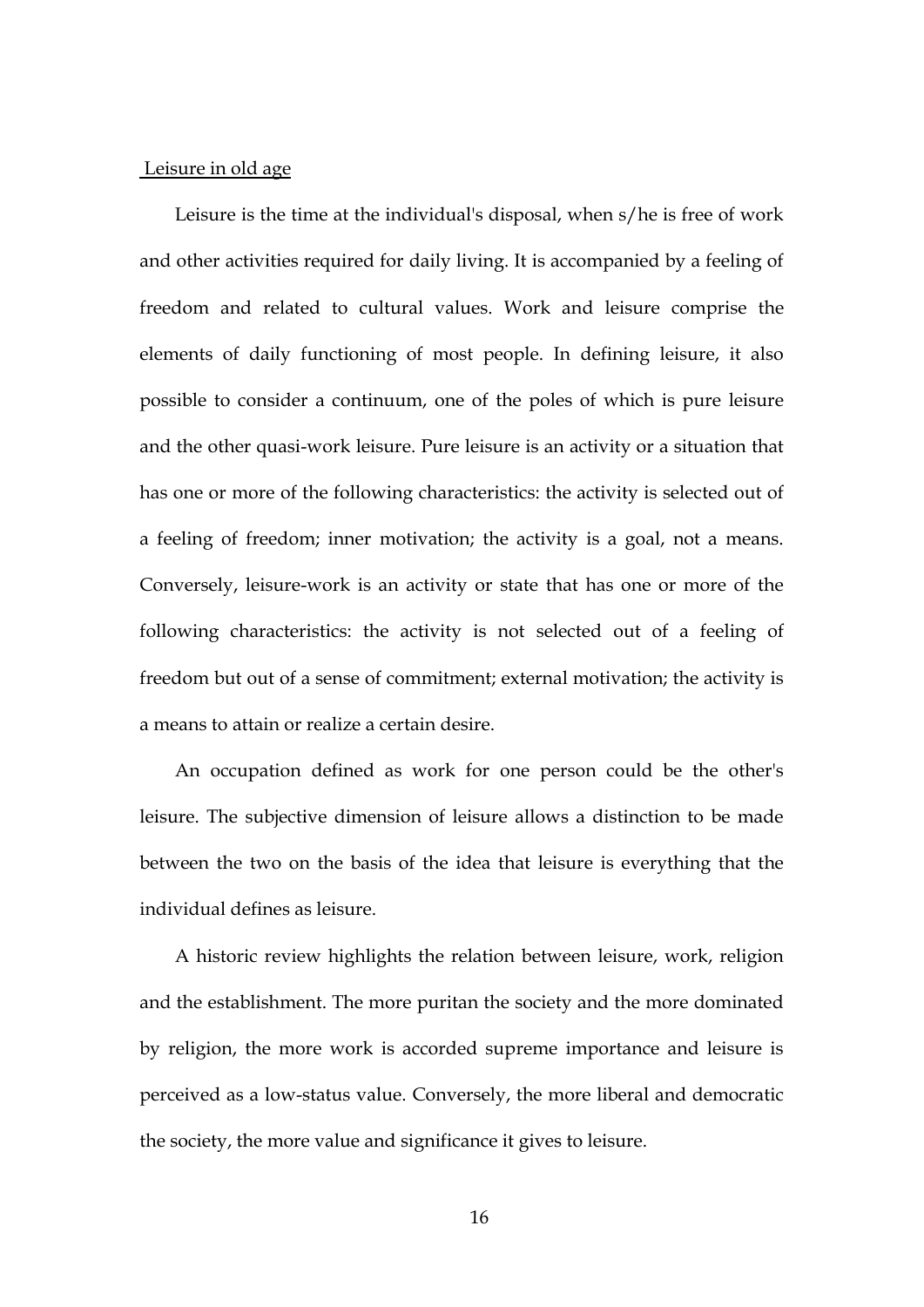## Leisure in old age

Leisure is the time at the individual's disposal, when s/he is free of work and other activities required for daily living. It is accompanied by a feeling of freedom and related to cultural values. Work and leisure comprise the elements of daily functioning of most people. In defining leisure, it also possible to consider a continuum, one of the poles of which is pure leisure and the other quasi-work leisure. Pure leisure is an activity or a situation that has one or more of the following characteristics: the activity is selected out of a feeling of freedom; inner motivation; the activity is a goal, not a means. Conversely, leisure-work is an activity or state that has one or more of the following characteristics: the activity is not selected out of a feeling of freedom but out of a sense of commitment; external motivation; the activity is a means to attain or realize a certain desire.

An occupation defined as work for one person could be the other's leisure. The subjective dimension of leisure allows a distinction to be made between the two on the basis of the idea that leisure is everything that the individual defines as leisure.

A historic review highlights the relation between leisure, work, religion and the establishment. The more puritan the society and the more dominated by religion, the more work is accorded supreme importance and leisure is perceived as a low-status value. Conversely, the more liberal and democratic the society, the more value and significance it gives to leisure.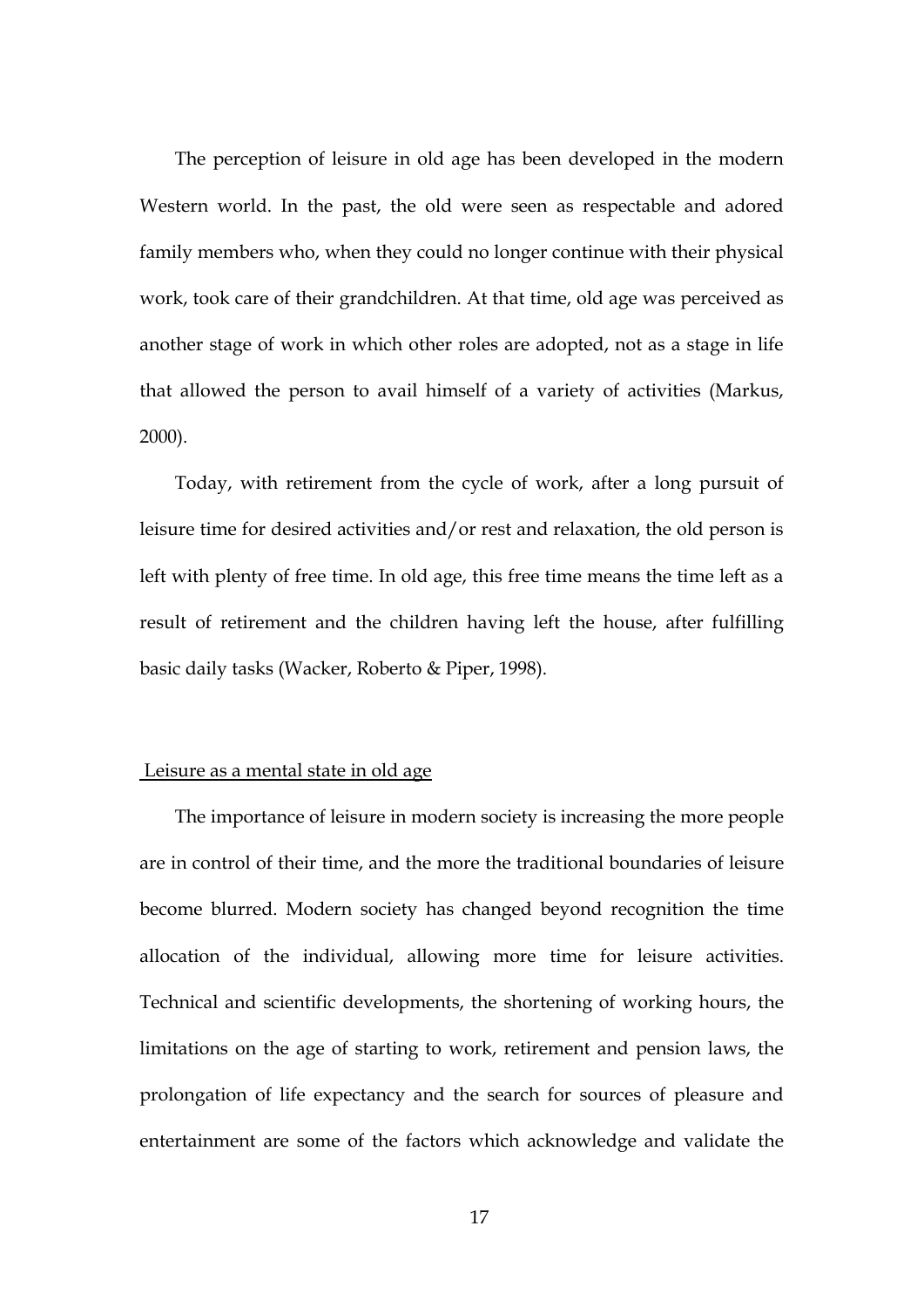The perception of leisure in old age has been developed in the modern Western world. In the past, the old were seen as respectable and adored family members who, when they could no longer continue with their physical work, took care of their grandchildren. At that time, old age was perceived as another stage of work in which other roles are adopted, not as a stage in life that allowed the person to avail himself of a variety of activities (Markus, 2000).

Today, with retirement from the cycle of work, after a long pursuit of leisure time for desired activities and/or rest and relaxation, the old person is left with plenty of free time. In old age, this free time means the time left as a result of retirement and the children having left the house, after fulfilling basic daily tasks (Wacker, Roberto & Piper, 1998).

## Leisure as a mental state in old age

The importance of leisure in modern society is increasing the more people are in control of their time, and the more the traditional boundaries of leisure become blurred. Modern society has changed beyond recognition the time allocation of the individual, allowing more time for leisure activities. Technical and scientific developments, the shortening of working hours, the limitations on the age of starting to work, retirement and pension laws, the prolongation of life expectancy and the search for sources of pleasure and entertainment are some of the factors which acknowledge and validate the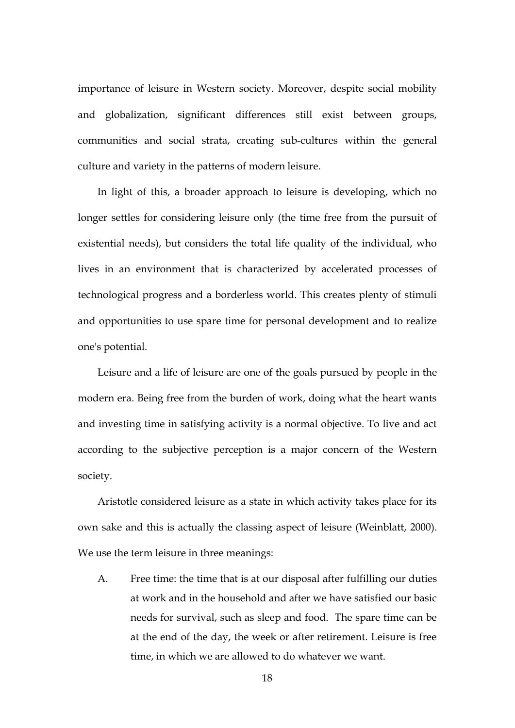importance of leisure in Western society. Moreover, despite social mobility and globalization, significant differences still exist between groups, communities and social strata, creating sub-cultures within the general culture and variety in the patterns of modern leisure.

In light of this, a broader approach to leisure is developing, which no longer settles for considering leisure only (the time free from the pursuit of existential needs), but considers the total life quality of the individual, who lives in an environment that is characterized by accelerated processes of technological progress and a borderless world. This creates plenty of stimuli and opportunities to use spare time for personal development and to realize one's potential.

Leisure and a life of leisure are one of the goals pursued by people in the modern era. Being free from the burden of work, doing what the heart wants and investing time in satisfying activity is a normal objective. To live and act according to the subjective perception is a major concern of the Western society.

Aristotle considered leisure as a state in which activity takes place for its own sake and this is actually the classing aspect of leisure (Weinblatt, 2000). We use the term leisure in three meanings:

A. Free time: the time that is at our disposal after fulfilling our duties at work and in the household and after we have satisfied our basic needs for survival, such as sleep and food. The spare time can be at the end of the day, the week or after retirement. Leisure is free time, in which we are allowed to do whatever we want.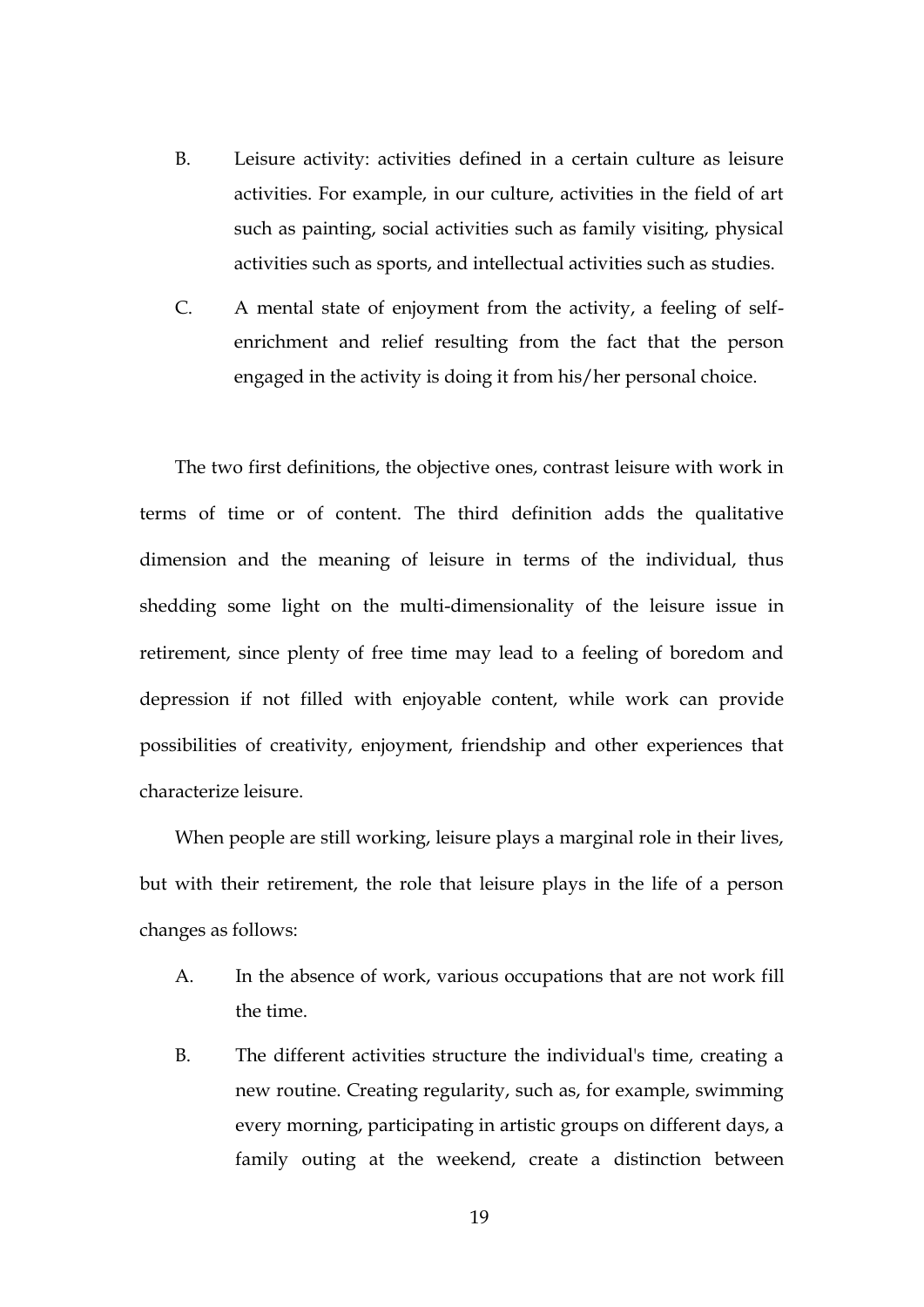B. Leisure activity: activities defined in a certain culture as leisure activities. For example, in our culture, activities in the field of art such as painting, social activities such as family visiting, physical activities such as sports, and intellectual activities such as studies.

C. A mental state of enjoyment from the activity, a feeling of self-enrichment and relief resulting from the fact that the person engaged in the activity is doing it from his/her personal choice.

The two first definitions, the objective ones, contrast leisure with work in terms of time or of content. The third definition adds the qualitative dimension and the meaning of leisure in terms of the individual, thus shedding some light on the multi-dimensionality of the leisure issue in retirement, since plenty of free time may lead to a feeling of boredom and depression if not filled with enjoyable content, while work can provide possibilities of creativity, enjoyment, friendship and other experiences that characterize leisure.

When people are still working, leisure plays a marginal role in their lives, but with their retirement, the role that leisure plays in the life of a person changes as follows:

A. In the absence of work, various occupations that are not work fill the time.

B. The different activities structure the individual's time, creating a new routine. Creating regularity, such as, for example, swimming every morning, participating in artistic groups on different days, a family outing at the weekend, create a distinction between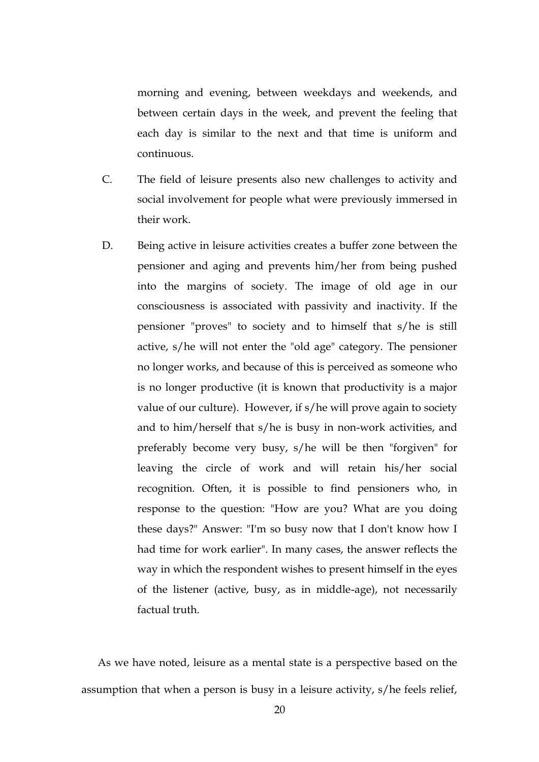morning and evening, between weekdays and weekends, and between certain days in the week, and prevent the feeling that each day is similar to the next and that time is uniform and continuous.

C. The field of leisure presents also new challenges to activity and social involvement for people what were previously immersed in their work.

D. Being active in leisure activities creates a buffer zone between the pensioner and aging and prevents him/her from being pushed into the margins of society. The image of old age in our consciousness is associated with passivity and inactivity. If the pensioner "proves" to society and to himself that s/he is still active, s/he will not enter the "old age" category. The pensioner no longer works, and because of this is perceived as someone who is no longer productive (it is known that productivity is a major value of our culture). However, if s/he will prove again to society and to him/herself that s/he is busy in non-work activities, and preferably become very busy, s/he will be then "forgiven" for leaving the circle of work and will retain his/her social recognition. Often, it is possible to find pensioners who, in response to the question: "How are you? What are you doing these days?" Answer: "I'm so busy now that I don't know how I had time for work earlier". In many cases, the answer reflects the way in which the respondent wishes to present himself in the eyes of the listener (active, busy, as in middle-age), not necessarily factual truth.

As we have noted, leisure as a mental state is a perspective based on the assumption that when a person is busy in a leisure activity, s/he feels relief,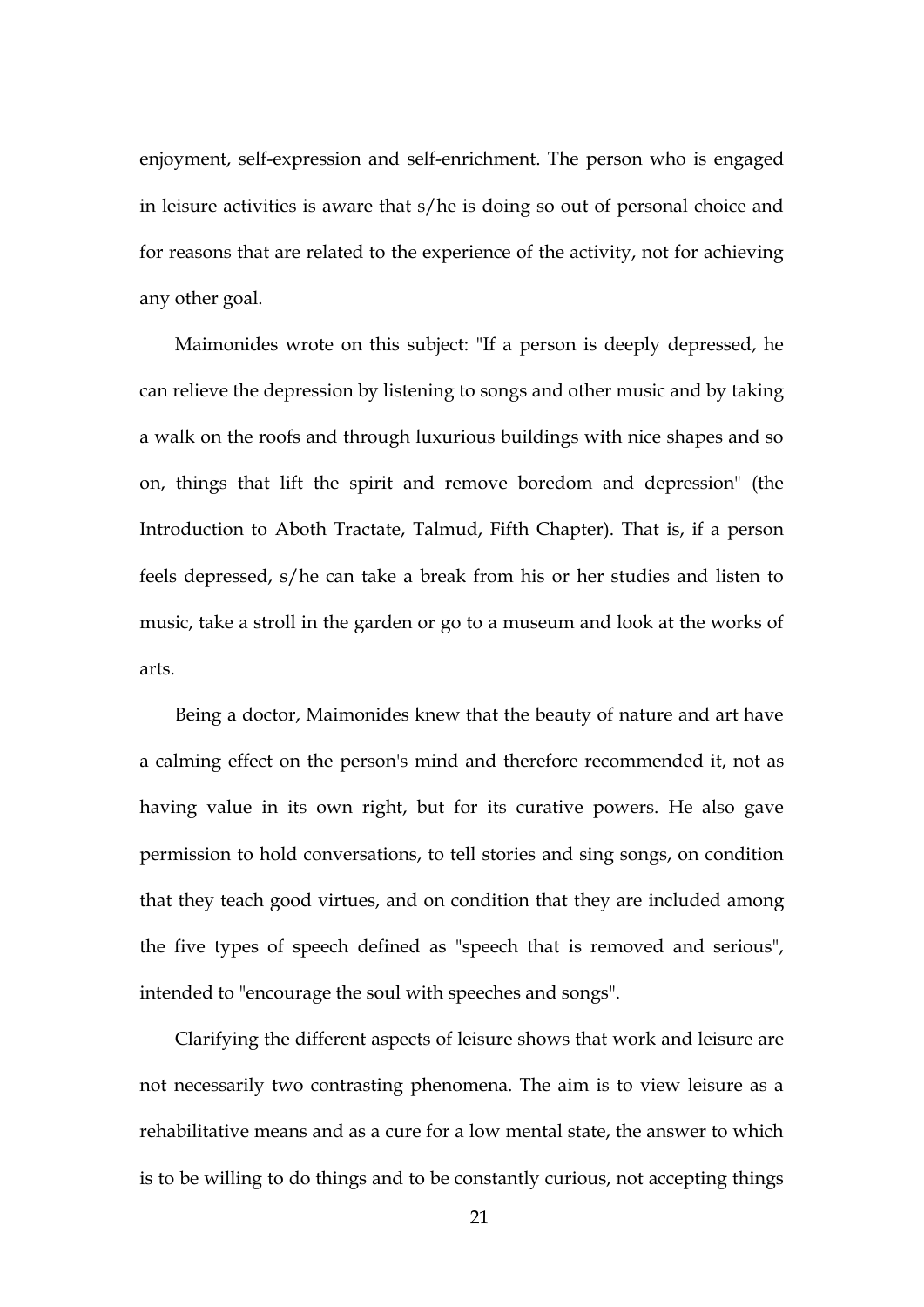enjoyment, self-expression and self-enrichment. The person who is engaged in leisure activities is aware that s/he is doing so out of personal choice and for reasons that are related to the experience of the activity, not for achieving any other goal.

Maimonides wrote on this subject: "If a person is deeply depressed, he can relieve the depression by listening to songs and other music and by taking a walk on the roofs and through luxurious buildings with nice shapes and so on, things that lift the spirit and remove boredom and depression" (the Introduction to Aboth Tractate, Talmud, Fifth Chapter). That is, if a person feels depressed, s/he can take a break from his or her studies and listen to music, take a stroll in the garden or go to a museum and look at the works of arts.

Being a doctor, Maimonides knew that the beauty of nature and art have a calming effect on the person's mind and therefore recommended it, not as having value in its own right, but for its curative powers. He also gave permission to hold conversations, to tell stories and sing songs, on condition that they teach good virtues, and on condition that they are included among the five types of speech defined as "speech that is removed and serious", intended to "encourage the soul with speeches and songs".

Clarifying the different aspects of leisure shows that work and leisure are not necessarily two contrasting phenomena. The aim is to view leisure as a rehabilitative means and as a cure for a low mental state, the answer to which is to be willing to do things and to be constantly curious, not accepting things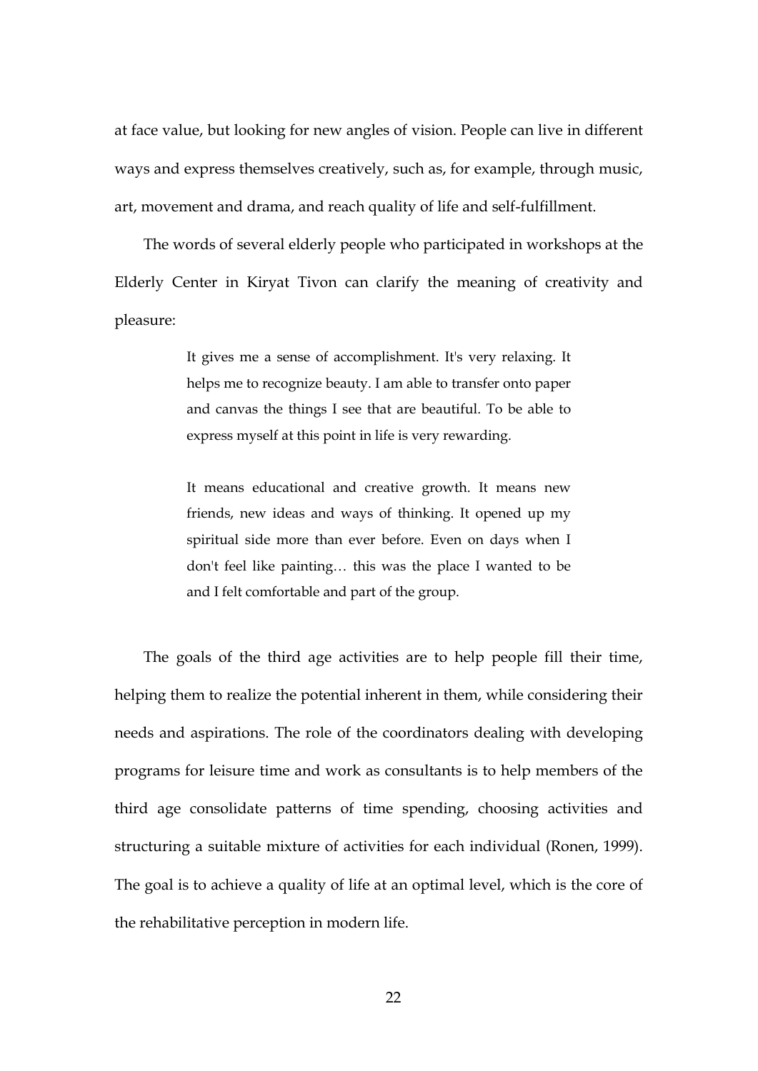at face value, but looking for new angles of vision. People can live in different ways and express themselves creatively, such as, for example, through music, art, movement and drama, and reach quality of life and self-fulfillment.

The words of several elderly people who participated in workshops at the Elderly Center in Kiryat Tivon can clarify the meaning of creativity and pleasure:

> It gives me a sense of accomplishment. It's very relaxing. It helps me to recognize beauty. I am able to transfer onto paper and canvas the things I see that are beautiful. To be able to express myself at this point in life is very rewarding.
>
> It means educational and creative growth. It means new friends, new ideas and ways of thinking. It opened up my spiritual side more than ever before. Even on days when I don't feel like painting… this was the place I wanted to be and I felt comfortable and part of the group.

The goals of the third age activities are to help people fill their time, helping them to realize the potential inherent in them, while considering their needs and aspirations. The role of the coordinators dealing with developing programs for leisure time and work as consultants is to help members of the third age consolidate patterns of time spending, choosing activities and structuring a suitable mixture of activities for each individual (Ronen, 1999). The goal is to achieve a quality of life at an optimal level, which is the core of the rehabilitative perception in modern life.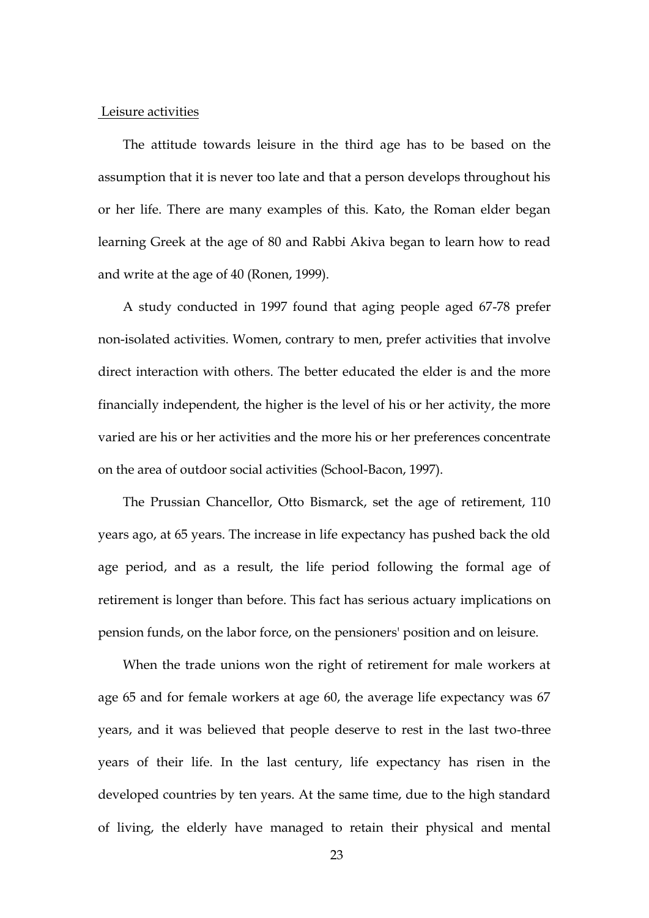Leisure activities

The attitude towards leisure in the third age has to be based on the assumption that it is never too late and that a person develops throughout his or her life. There are many examples of this. Kato, the Roman elder began learning Greek at the age of 80 and Rabbi Akiva began to learn how to read and write at the age of 40 (Ronen, 1999).

A study conducted in 1997 found that aging people aged 67-78 prefer non-isolated activities. Women, contrary to men, prefer activities that involve direct interaction with others. The better educated the elder is and the more financially independent, the higher is the level of his or her activity, the more varied are his or her activities and the more his or her preferences concentrate on the area of outdoor social activities (School-Bacon, 1997).

The Prussian Chancellor, Otto Bismarck, set the age of retirement, 110 years ago, at 65 years. The increase in life expectancy has pushed back the old age period, and as a result, the life period following the formal age of retirement is longer than before. This fact has serious actuary implications on pension funds, on the labor force, on the pensioners' position and on leisure.

When the trade unions won the right of retirement for male workers at age 65 and for female workers at age 60, the average life expectancy was 67 years, and it was believed that people deserve to rest in the last two-three years of their life. In the last century, life expectancy has risen in the developed countries by ten years. At the same time, due to the high standard of living, the elderly have managed to retain their physical and mental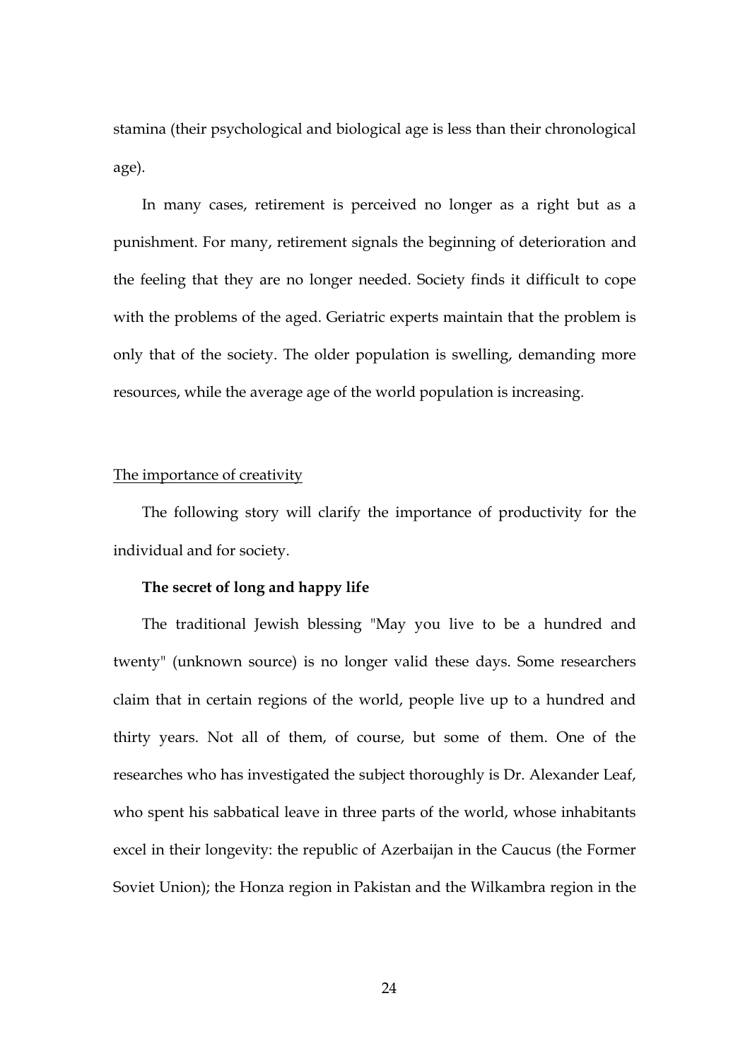stamina (their psychological and biological age is less than their chronological age).

In many cases, retirement is perceived no longer as a right but as a punishment. For many, retirement signals the beginning of deterioration and the feeling that they are no longer needed. Society finds it difficult to cope with the problems of the aged. Geriatric experts maintain that the problem is only that of the society. The older population is swelling, demanding more resources, while the average age of the world population is increasing.

<u>The importance of creativity</u>

The following story will clarify the importance of productivity for the individual and for society.

**The secret of long and happy life**

The traditional Jewish blessing "May you live to be a hundred and twenty" (unknown source) is no longer valid these days. Some researchers claim that in certain regions of the world, people live up to a hundred and thirty years. Not all of them, of course, but some of them. One of the researches who has investigated the subject thoroughly is Dr. Alexander Leaf, who spent his sabbatical leave in three parts of the world, whose inhabitants excel in their longevity: the republic of Azerbaijan in the Caucus (the Former Soviet Union); the Honza region in Pakistan and the Wilkambra region in the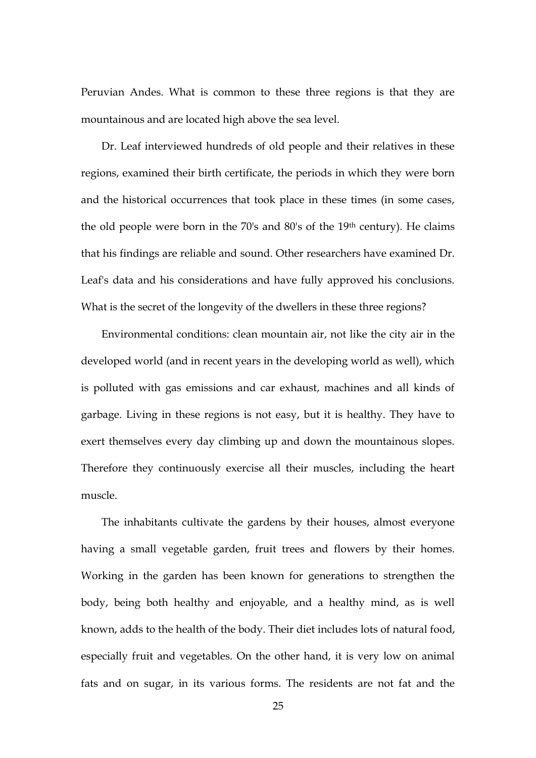Peruvian Andes. What is common to these three regions is that they are mountainous and are located high above the sea level.

Dr. Leaf interviewed hundreds of old people and their relatives in these regions, examined their birth certificate, the periods in which they were born and the historical occurrences that took place in these times (in some cases, the old people were born in the 70's and 80's of the 19th century). He claims that his findings are reliable and sound. Other researchers have examined Dr. Leaf's data and his considerations and have fully approved his conclusions. What is the secret of the longevity of the dwellers in these three regions?

Environmental conditions: clean mountain air, not like the city air in the developed world (and in recent years in the developing world as well), which is polluted with gas emissions and car exhaust, machines and all kinds of garbage. Living in these regions is not easy, but it is healthy. They have to exert themselves every day climbing up and down the mountainous slopes. Therefore they continuously exercise all their muscles, including the heart muscle.

The inhabitants cultivate the gardens by their houses, almost everyone having a small vegetable garden, fruit trees and flowers by their homes. Working in the garden has been known for generations to strengthen the body, being both healthy and enjoyable, and a healthy mind, as is well known, adds to the health of the body. Their diet includes lots of natural food, especially fruit and vegetables. On the other hand, it is very low on animal fats and on sugar, in its various forms. The residents are not fat and the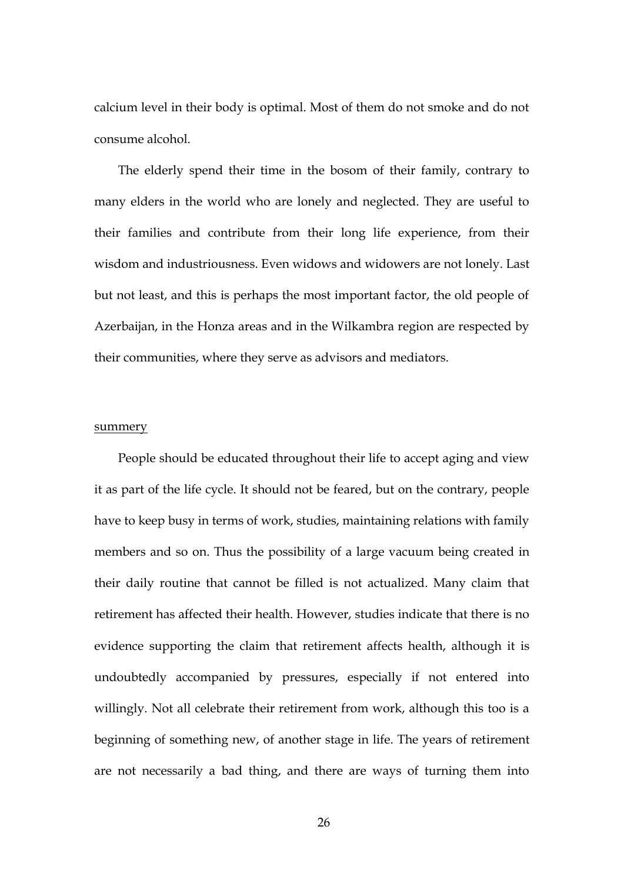calcium level in their body is optimal. Most of them do not smoke and do not consume alcohol.

The elderly spend their time in the bosom of their family, contrary to many elders in the world who are lonely and neglected. They are useful to their families and contribute from their long life experience, from their wisdom and industriousness. Even widows and widowers are not lonely. Last but not least, and this is perhaps the most important factor, the old people of Azerbaijan, in the Honza areas and in the Wilkambra region are respected by their communities, where they serve as advisors and mediators.

<u>summery</u>

People should be educated throughout their life to accept aging and view it as part of the life cycle. It should not be feared, but on the contrary, people have to keep busy in terms of work, studies, maintaining relations with family members and so on. Thus the possibility of a large vacuum being created in their daily routine that cannot be filled is not actualized. Many claim that retirement has affected their health. However, studies indicate that there is no evidence supporting the claim that retirement affects health, although it is undoubtedly accompanied by pressures, especially if not entered into willingly. Not all celebrate their retirement from work, although this too is a beginning of something new, of another stage in life. The years of retirement are not necessarily a bad thing, and there are ways of turning them into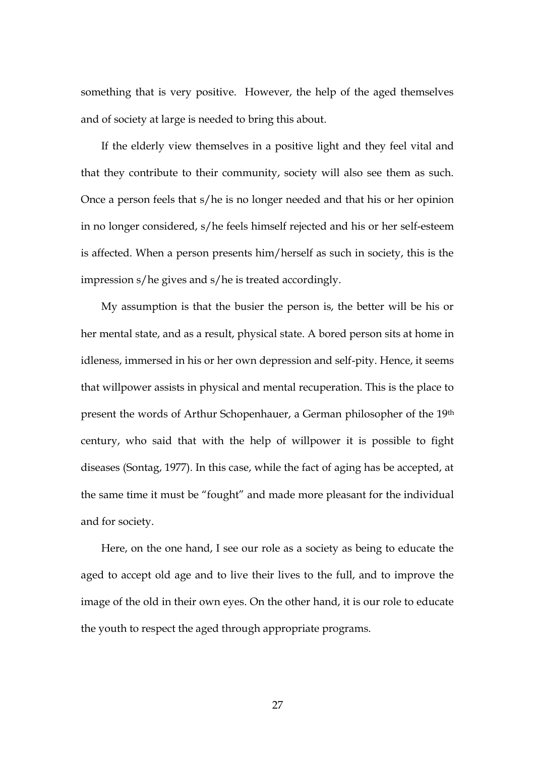something that is very positive. However, the help of the aged themselves and of society at large is needed to bring this about.

If the elderly view themselves in a positive light and they feel vital and that they contribute to their community, society will also see them as such. Once a person feels that s/he is no longer needed and that his or her opinion in no longer considered, s/he feels himself rejected and his or her self-esteem is affected. When a person presents him/herself as such in society, this is the impression s/he gives and s/he is treated accordingly.

My assumption is that the busier the person is, the better will be his or her mental state, and as a result, physical state. A bored person sits at home in idleness, immersed in his or her own depression and self-pity. Hence, it seems that willpower assists in physical and mental recuperation. This is the place to present the words of Arthur Schopenhauer, a German philosopher of the 19th century, who said that with the help of willpower it is possible to fight diseases (Sontag, 1977). In this case, while the fact of aging has be accepted, at the same time it must be "fought" and made more pleasant for the individual and for society.

Here, on the one hand, I see our role as a society as being to educate the aged to accept old age and to live their lives to the full, and to improve the image of the old in their own eyes. On the other hand, it is our role to educate the youth to respect the aged through appropriate programs.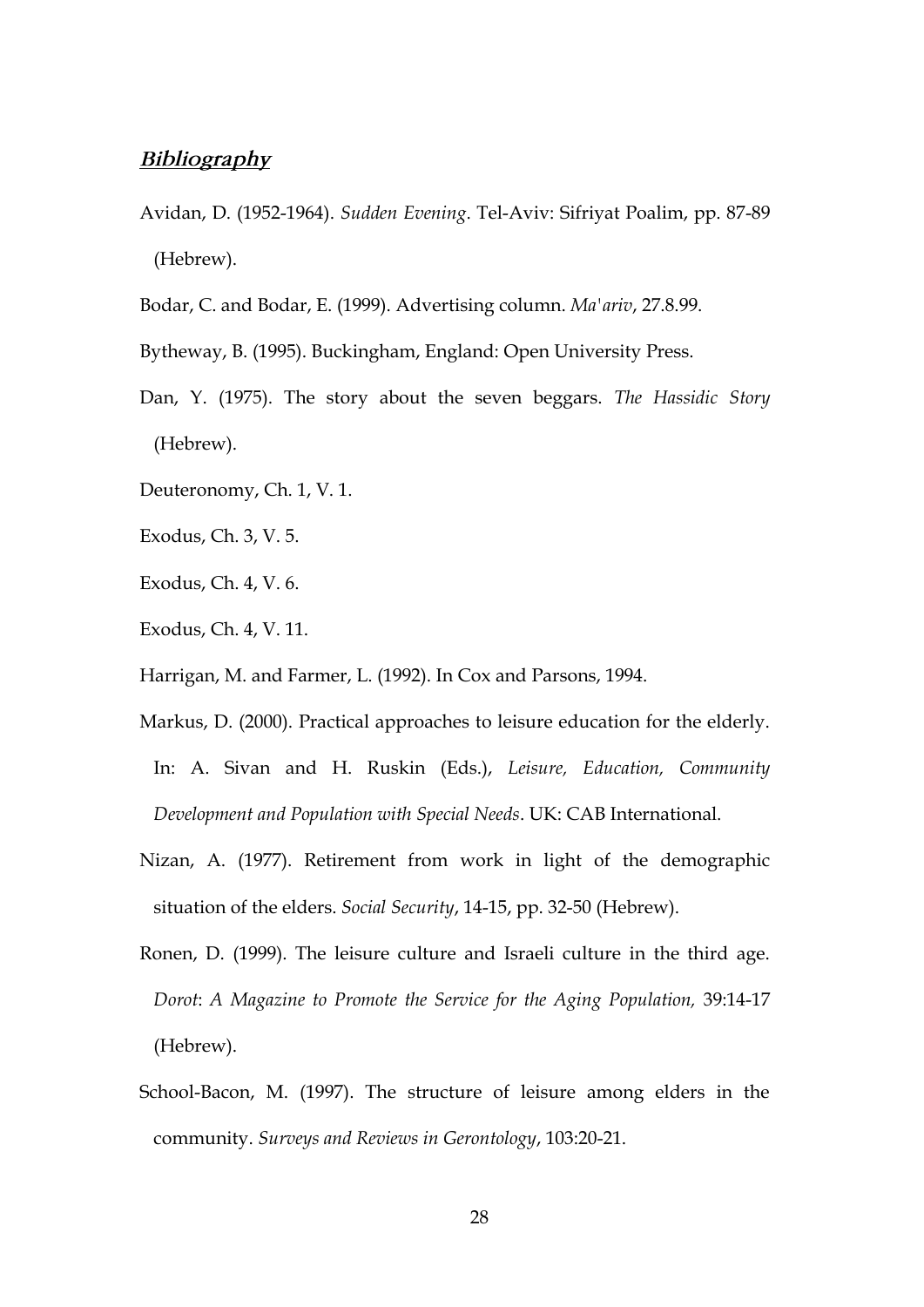## ***Bibliography***

Avidan, D. (1952-1964). *Sudden Evening*. Tel-Aviv: Sifriyat Poalim, pp. 87-89 (Hebrew).

Bodar, C. and Bodar, E. (1999). Advertising column. *Ma'ariv*, 27.8.99.

Bytheway, B. (1995). Buckingham, England: Open University Press.

Dan, Y. (1975). The story about the seven beggars. *The Hassidic Story* (Hebrew).

Deuteronomy, Ch. 1, V. 1.

Exodus, Ch. 3, V. 5.

Exodus, Ch. 4, V. 6.

Exodus, Ch. 4, V. 11.

Harrigan, M. and Farmer, L. (1992). In Cox and Parsons, 1994.

Markus, D. (2000). Practical approaches to leisure education for the elderly. In: A. Sivan and H. Ruskin (Eds.), *Leisure, Education, Community Development and Population with Special Needs*. UK: CAB International.

Nizan, A. (1977). Retirement from work in light of the demographic situation of the elders. *Social Security*, 14-15, pp. 32-50 (Hebrew).

Ronen, D. (1999). The leisure culture and Israeli culture in the third age. *Dorot*: *A Magazine to Promote the Service for the Aging Population,* 39:14-17 (Hebrew).

School-Bacon, M. (1997). The structure of leisure among elders in the community. *Surveys and Reviews in Gerontology*, 103:20-21.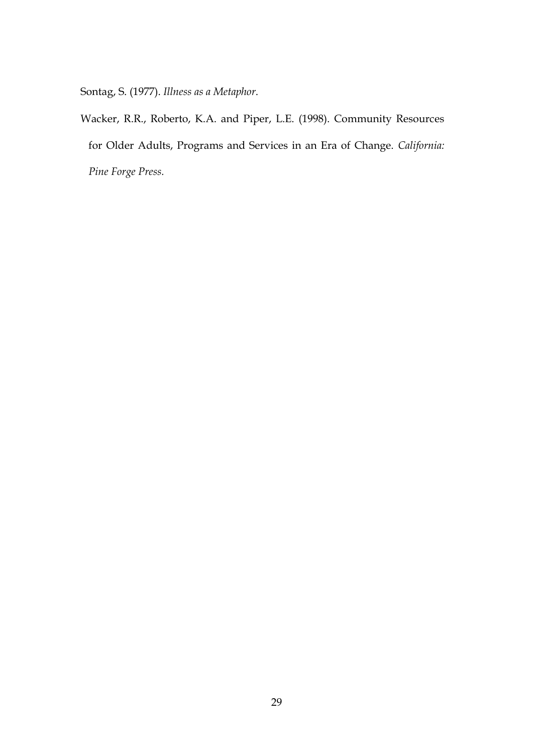Sontag, S. (1977). *Illness as a Metaphor*.

Wacker, R.R., Roberto, K.A. and Piper, L.E. (1998). Community Resources for Older Adults, Programs and Services in an Era of Change. *California: Pine Forge Press.*